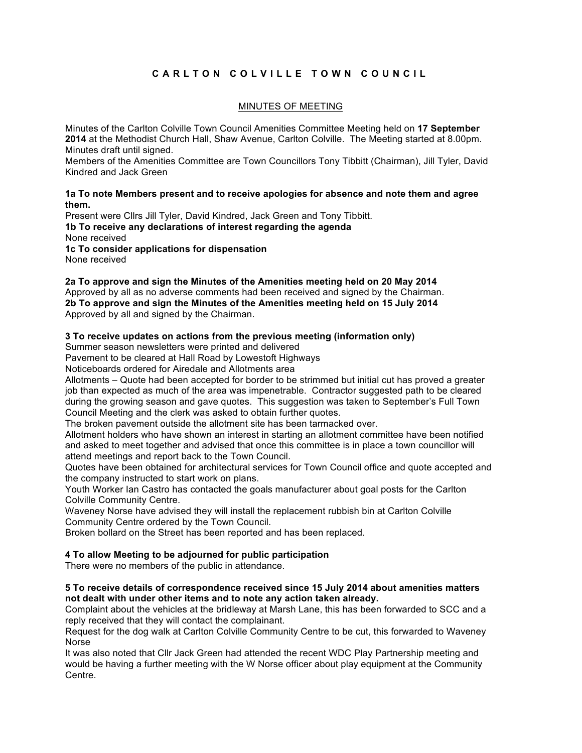# C A R L T O N   C O L V I L L E   T O W N   C O U N C I L

## MINUTES OF MEETING

Minutes of the Carlton Colville Town Council Amenities Committee Meeting held on **17 September 2014** at the Methodist Church Hall, Shaw Avenue, Carlton Colville. The Meeting started at 8.00pm. Minutes draft until signed.
Members of the Amenities Committee are Town Councillors Tony Tibbitt (Chairman), Jill Tyler, David Kindred and Jack Green

**1a To note Members present and to receive apologies for absence and note them and agree them.**
Present were Cllrs Jill Tyler, David Kindred, Jack Green and Tony Tibbitt.
**1b To receive any declarations of interest regarding the agenda**
None received
**1c To consider applications for dispensation**
None received

**2a To approve and sign the Minutes of the Amenities meeting held on 20 May 2014**
Approved by all as no adverse comments had been received and signed by the Chairman.
**2b To approve and sign the Minutes of the Amenities meeting held on 15 July 2014**
Approved by all and signed by the Chairman.

**3 To receive updates on actions from the previous meeting (information only)**
Summer season newsletters were printed and delivered
Pavement to be cleared at Hall Road by Lowestoft Highways
Noticeboards ordered for Airedale and Allotments area
Allotments – Quote had been accepted for border to be strimmed but initial cut has proved a greater job than expected as much of the area was impenetrable. Contractor suggested path to be cleared during the growing season and gave quotes. This suggestion was taken to September's Full Town Council Meeting and the clerk was asked to obtain further quotes.
The broken pavement outside the allotment site has been tarmacked over.
Allotment holders who have shown an interest in starting an allotment committee have been notified and asked to meet together and advised that once this committee is in place a town councillor will attend meetings and report back to the Town Council.
Quotes have been obtained for architectural services for Town Council office and quote accepted and the company instructed to start work on plans.
Youth Worker Ian Castro has contacted the goals manufacturer about goal posts for the Carlton Colville Community Centre.
Waveney Norse have advised they will install the replacement rubbish bin at Carlton Colville Community Centre ordered by the Town Council.
Broken bollard on the Street has been reported and has been replaced.

**4 To allow Meeting to be adjourned for public participation**
There were no members of the public in attendance.

**5 To receive details of correspondence received since 15 July 2014 about amenities matters not dealt with under other items and to note any action taken already.**
Complaint about the vehicles at the bridleway at Marsh Lane, this has been forwarded to SCC and a reply received that they will contact the complainant.
Request for the dog walk at Carlton Colville Community Centre to be cut, this forwarded to Waveney Norse
It was also noted that Cllr Jack Green had attended the recent WDC Play Partnership meeting and would be having a further meeting with the W Norse officer about play equipment at the Community Centre.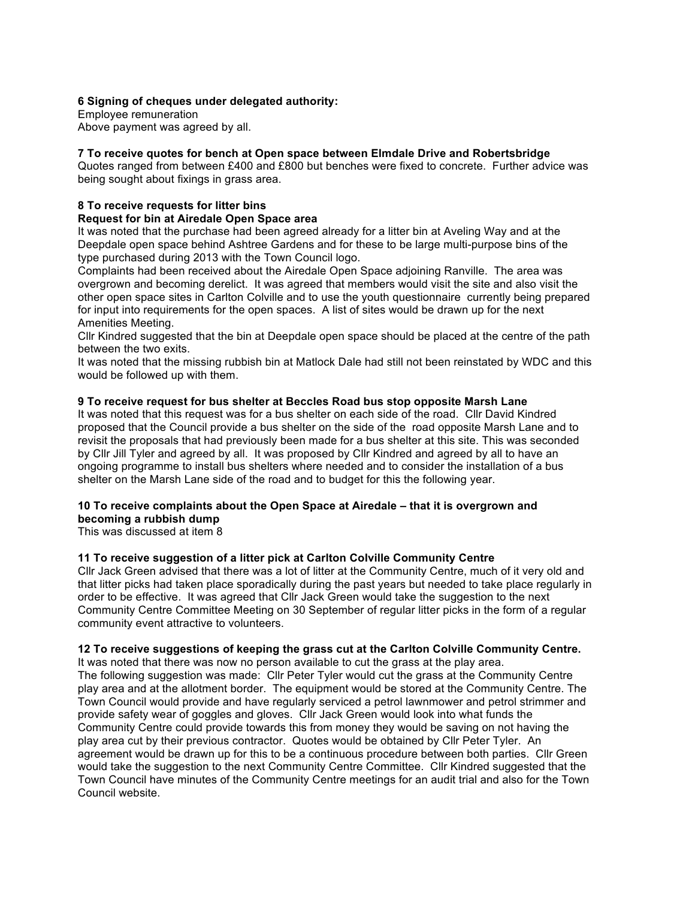**6 Signing of cheques under delegated authority:**

Employee remuneration

Above payment was agreed by all.

**7 To receive quotes for bench at Open space between Elmdale Drive and Robertsbridge**

Quotes ranged from between £400 and £800 but benches were fixed to concrete. Further advice was being sought about fixings in grass area.

**8 To receive requests for litter bins**

**Request for bin at Airedale Open Space area**

It was noted that the purchase had been agreed already for a litter bin at Aveling Way and at the Deepdale open space behind Ashtree Gardens and for these to be large multi-purpose bins of the type purchased during 2013 with the Town Council logo.

Complaints had been received about the Airedale Open Space adjoining Ranville. The area was overgrown and becoming derelict. It was agreed that members would visit the site and also visit the other open space sites in Carlton Colville and to use the youth questionnaire currently being prepared for input into requirements for the open spaces. A list of sites would be drawn up for the next Amenities Meeting.

Cllr Kindred suggested that the bin at Deepdale open space should be placed at the centre of the path between the two exits.

It was noted that the missing rubbish bin at Matlock Dale had still not been reinstated by WDC and this would be followed up with them.

**9 To receive request for bus shelter at Beccles Road bus stop opposite Marsh Lane**

It was noted that this request was for a bus shelter on each side of the road. Cllr David Kindred proposed that the Council provide a bus shelter on the side of the road opposite Marsh Lane and to revisit the proposals that had previously been made for a bus shelter at this site. This was seconded by Cllr Jill Tyler and agreed by all. It was proposed by Cllr Kindred and agreed by all to have an ongoing programme to install bus shelters where needed and to consider the installation of a bus shelter on the Marsh Lane side of the road and to budget for this the following year.

**10 To receive complaints about the Open Space at Airedale – that it is overgrown and becoming a rubbish dump**

This was discussed at item 8

**11 To receive suggestion of a litter pick at Carlton Colville Community Centre**

Cllr Jack Green advised that there was a lot of litter at the Community Centre, much of it very old and that litter picks had taken place sporadically during the past years but needed to take place regularly in order to be effective. It was agreed that Cllr Jack Green would take the suggestion to the next Community Centre Committee Meeting on 30 September of regular litter picks in the form of a regular community event attractive to volunteers.

**12 To receive suggestions of keeping the grass cut at the Carlton Colville Community Centre.**

It was noted that there was now no person available to cut the grass at the play area.

The following suggestion was made: Cllr Peter Tyler would cut the grass at the Community Centre play area and at the allotment border. The equipment would be stored at the Community Centre. The Town Council would provide and have regularly serviced a petrol lawnmower and petrol strimmer and provide safety wear of goggles and gloves. Cllr Jack Green would look into what funds the Community Centre could provide towards this from money they would be saving on not having the play area cut by their previous contractor. Quotes would be obtained by Cllr Peter Tyler. An agreement would be drawn up for this to be a continuous procedure between both parties. Cllr Green would take the suggestion to the next Community Centre Committee. Cllr Kindred suggested that the Town Council have minutes of the Community Centre meetings for an audit trial and also for the Town Council website.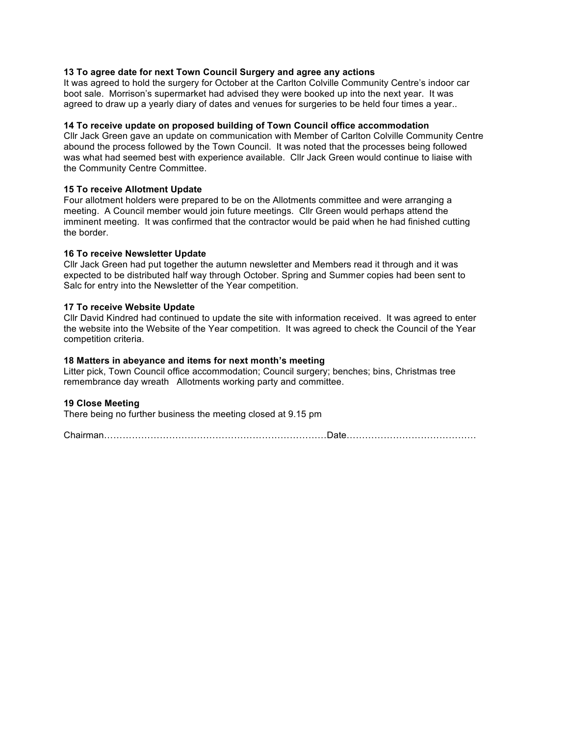**13 To agree date for next Town Council Surgery and agree any actions**

It was agreed to hold the surgery for October at the Carlton Colville Community Centre's indoor car boot sale. Morrison's supermarket had advised they were booked up into the next year. It was agreed to draw up a yearly diary of dates and venues for surgeries to be held four times a year..

**14 To receive update on proposed building of Town Council office accommodation**

Cllr Jack Green gave an update on communication with Member of Carlton Colville Community Centre abound the process followed by the Town Council. It was noted that the processes being followed was what had seemed best with experience available. Cllr Jack Green would continue to liaise with the Community Centre Committee.

**15 To receive Allotment Update**

Four allotment holders were prepared to be on the Allotments committee and were arranging a meeting. A Council member would join future meetings. Cllr Green would perhaps attend the imminent meeting. It was confirmed that the contractor would be paid when he had finished cutting the border.

**16 To receive Newsletter Update**

Cllr Jack Green had put together the autumn newsletter and Members read it through and it was expected to be distributed half way through October. Spring and Summer copies had been sent to Salc for entry into the Newsletter of the Year competition.

**17 To receive Website Update**

Cllr David Kindred had continued to update the site with information received. It was agreed to enter the website into the Website of the Year competition. It was agreed to check the Council of the Year competition criteria.

**18 Matters in abeyance and items for next month's meeting**

Litter pick, Town Council office accommodation; Council surgery; benches; bins, Christmas tree remembrance day wreath Allotments working party and committee.

**19 Close Meeting**

There being no further business the meeting closed at 9.15 pm

Chairman…………………………………………………………….Date……………………………………